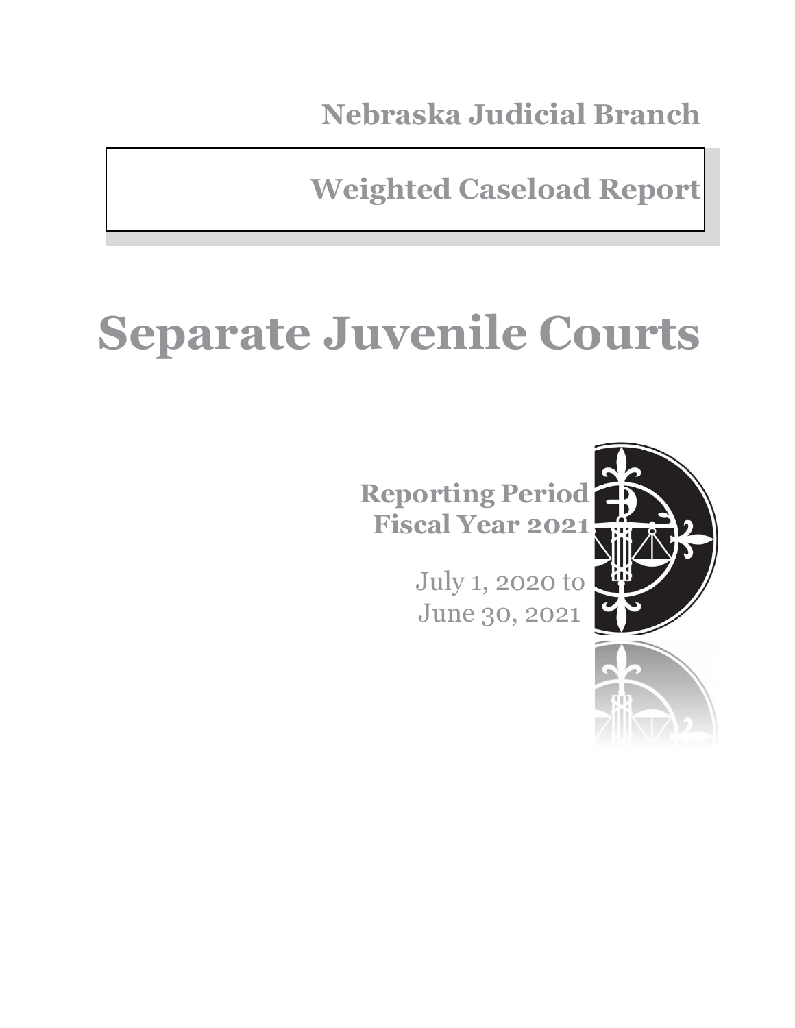**Nebraska Judicial Branch**

## Weighted Caseload Report

# Separate Juvenile Courts

**Reporting Period**
**Fiscal Year 2021**

July 1, 2020 to
June 30, 2021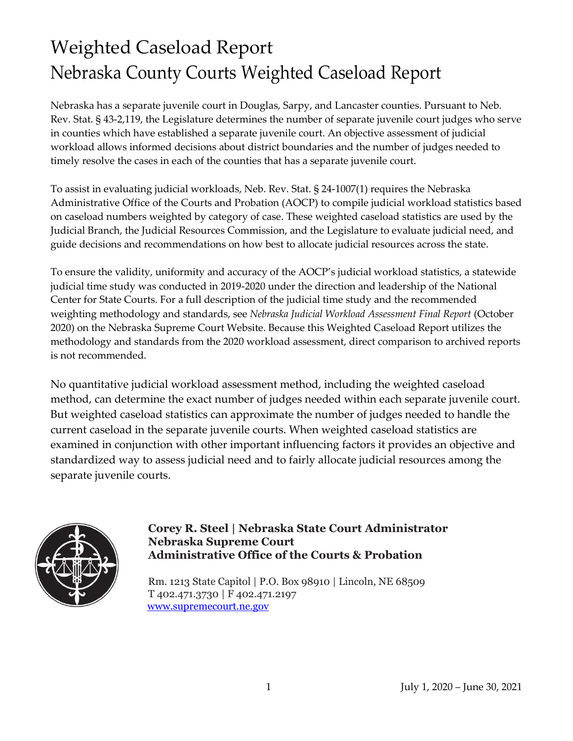# Weighted Caseload Report

# Nebraska County Courts Weighted Caseload Report

Nebraska has a separate juvenile court in Douglas, Sarpy, and Lancaster counties. Pursuant to Neb. Rev. Stat. § 43-2,119, the Legislature determines the number of separate juvenile court judges who serve in counties which have established a separate juvenile court. An objective assessment of judicial workload allows informed decisions about district boundaries and the number of judges needed to timely resolve the cases in each of the counties that has a separate juvenile court.

To assist in evaluating judicial workloads, Neb. Rev. Stat. § 24-1007(1) requires the Nebraska Administrative Office of the Courts and Probation (AOCP) to compile judicial workload statistics based on caseload numbers weighted by category of case. These weighted caseload statistics are used by the Judicial Branch, the Judicial Resources Commission, and the Legislature to evaluate judicial need, and guide decisions and recommendations on how best to allocate judicial resources across the state.

To ensure the validity, uniformity and accuracy of the AOCP's judicial workload statistics, a statewide judicial time study was conducted in 2019-2020 under the direction and leadership of the National Center for State Courts. For a full description of the judicial time study and the recommended weighting methodology and standards, see *Nebraska Judicial Workload Assessment Final Report* (October 2020) on the Nebraska Supreme Court Website. Because this Weighted Caseload Report utilizes the methodology and standards from the 2020 workload assessment, direct comparison to archived reports is not recommended.

No quantitative judicial workload assessment method, including the weighted caseload method, can determine the exact number of judges needed within each separate juvenile court. But weighted caseload statistics can approximate the number of judges needed to handle the current caseload in the separate juvenile courts. When weighted caseload statistics are examined in conjunction with other important influencing factors it provides an objective and standardized way to assess judicial need and to fairly allocate judicial resources among the separate juvenile courts.

**Corey R. Steel | Nebraska State Court Administrator**
**Nebraska Supreme Court**
**Administrative Office of the Courts & Probation**

Rm. 1213 State Capitol | P.O. Box 98910 | Lincoln, NE 68509
T 402.471.3730 | F 402.471.2197
www.supremecourt.ne.gov

July 1, 2020 – June 30, 2021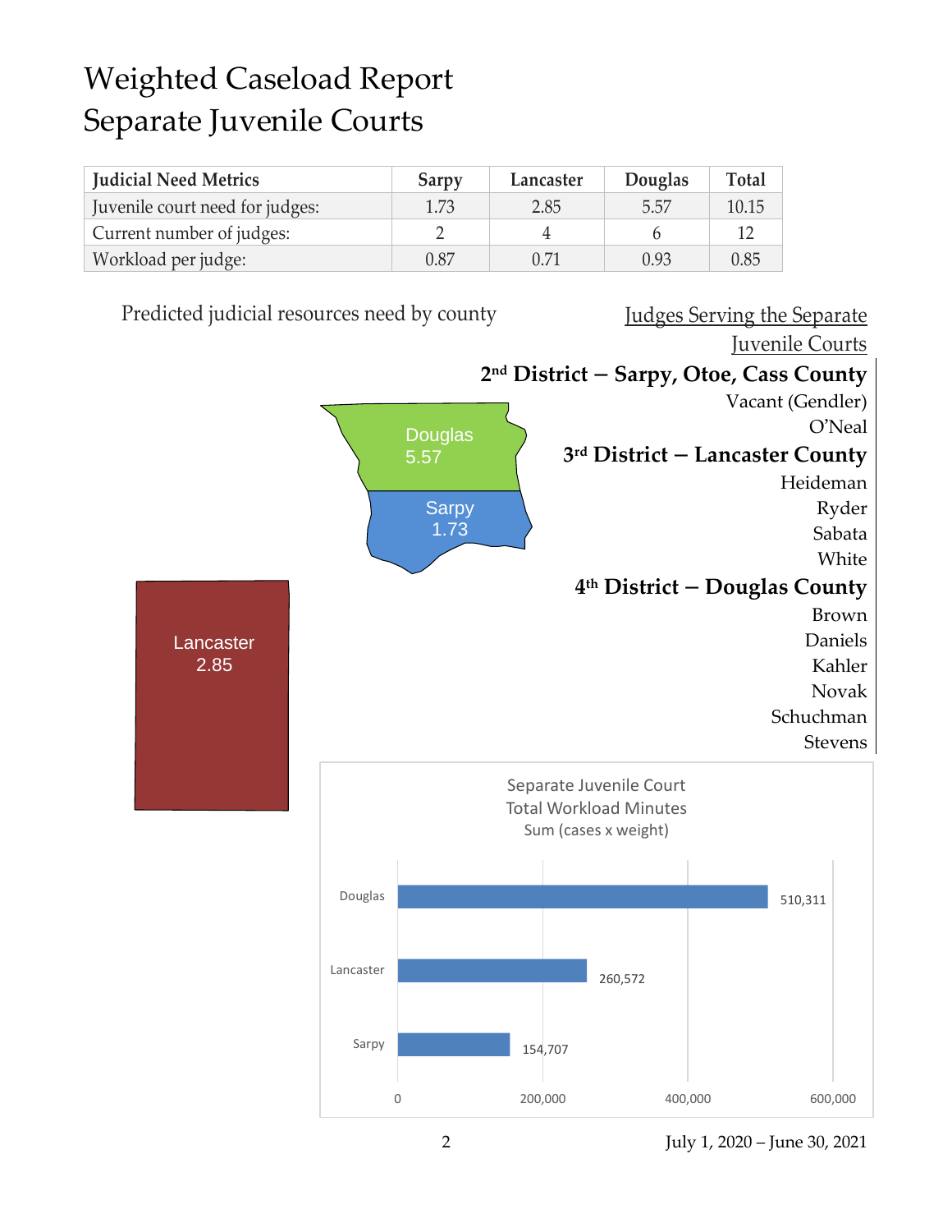# Weighted Caseload Report
# Separate Juvenile Courts

| Judicial Need Metrics | Sarpy | Lancaster | Douglas | Total |
|---|---|---|---|---|
| Juvenile court need for judges: | 1.73 | 2.85 | 5.57 | 10.15 |
| Current number of judges: | 2 | 4 | 6 | 12 |
| Workload per judge: | 0.87 | 0.71 | 0.93 | 0.85 |

Predicted judicial resources need by county

Douglas 5.57

Sarpy 1.73

Lancaster 2.85

Judges Serving the Separate Juvenile Courts

**2nd District – Sarpy, Otoe, Cass County**

Vacant (Gendler)
O'Neal

**3rd District – Lancaster County**

Heideman
Ryder
Sabata
White

**4th District – Douglas County**

Brown
Daniels
Kahler
Novak
Schuchman
Stevens

Separate Juvenile Court
Total Workload Minutes
Sum (cases x weight)

| County | Total Workload Minutes |
|---|---|
| Douglas | 510,311 |
| Lancaster | 260,572 |
| Sarpy | 154,707 |

July 1, 2020 – June 30, 2021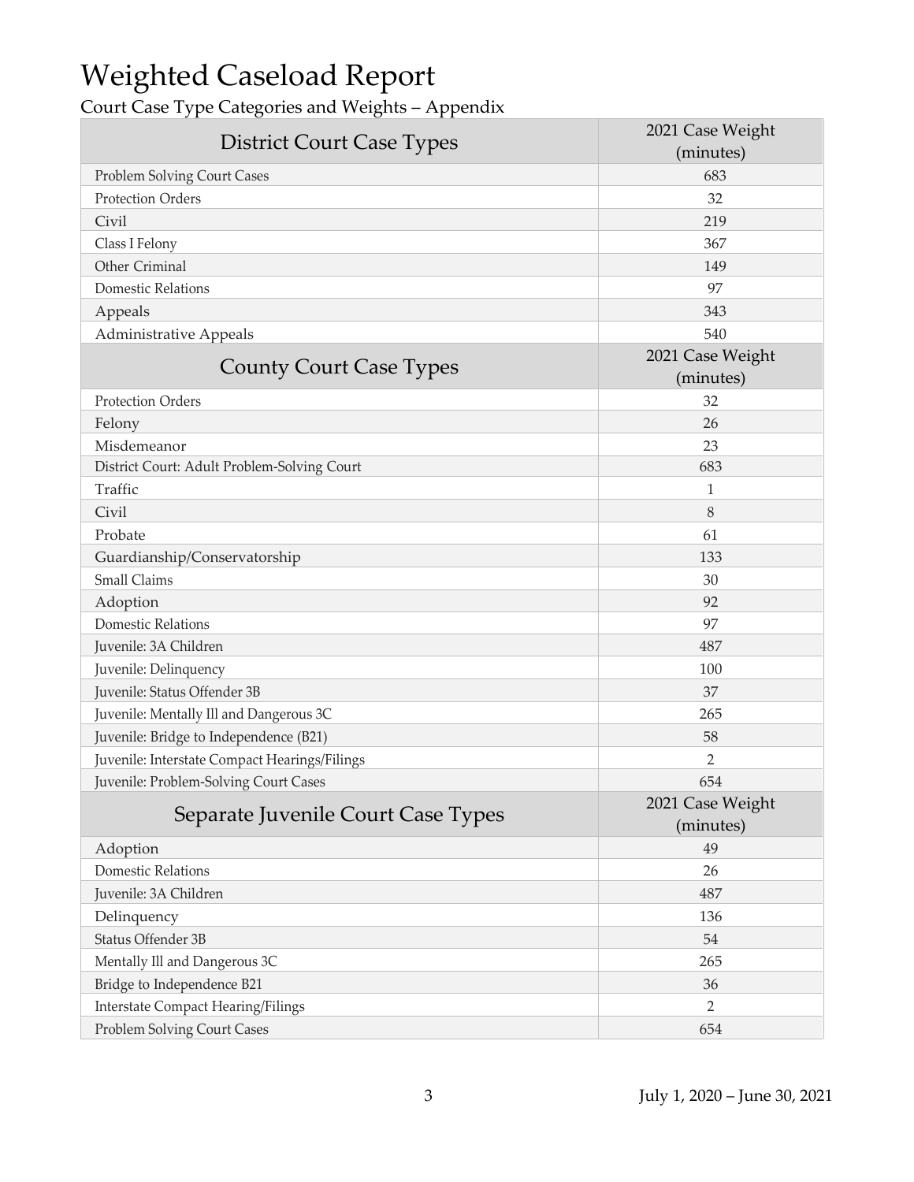# Weighted Caseload Report

## Court Case Type Categories and Weights – Appendix

| District Court Case Types | 2021 Case Weight (minutes) |
|---|---|
| Problem Solving Court Cases | 683 |
| Protection Orders | 32 |
| Civil | 219 |
| Class I Felony | 367 |
| Other Criminal | 149 |
| Domestic Relations | 97 |
| Appeals | 343 |
| Administrative Appeals | 540 |
| **County Court Case Types** | **2021 Case Weight (minutes)** |
| Protection Orders | 32 |
| Felony | 26 |
| Misdemeanor | 23 |
| District Court: Adult Problem-Solving Court | 683 |
| Traffic | 1 |
| Civil | 8 |
| Probate | 61 |
| Guardianship/Conservatorship | 133 |
| Small Claims | 30 |
| Adoption | 92 |
| Domestic Relations | 97 |
| Juvenile: 3A Children | 487 |
| Juvenile: Delinquency | 100 |
| Juvenile: Status Offender 3B | 37 |
| Juvenile: Mentally Ill and Dangerous 3C | 265 |
| Juvenile: Bridge to Independence (B21) | 58 |
| Juvenile: Interstate Compact Hearings/Filings | 2 |
| Juvenile: Problem-Solving Court Cases | 654 |
| **Separate Juvenile Court Case Types** | **2021 Case Weight (minutes)** |
| Adoption | 49 |
| Domestic Relations | 26 |
| Juvenile: 3A Children | 487 |
| Delinquency | 136 |
| Status Offender 3B | 54 |
| Mentally Ill and Dangerous 3C | 265 |
| Bridge to Independence B21 | 36 |
| Interstate Compact Hearing/Filings | 2 |
| Problem Solving Court Cases | 654 |

July 1, 2020 – June 30, 2021